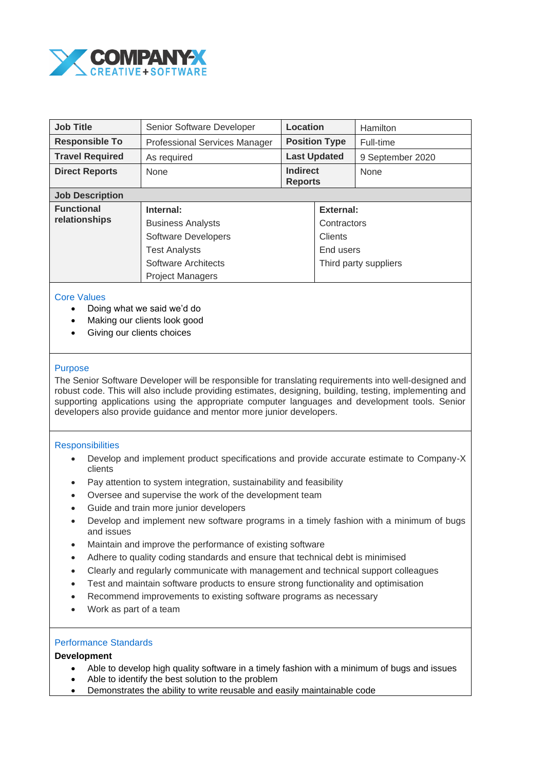COMPANY-X
CREATIVE + SOFTWARE

| **Job Title** | Senior Software Developer | **Location** | Hamilton |
|---|---|---|---|
| **Responsible To** | Professional Services Manager | **Position Type** | Full-time |
| **Travel Required** | As required | **Last Updated** | 9 September 2020 |
| **Direct Reports** | None | **Indirect Reports** | None |

**Job Description**

| **Functional relationships** | **Internal:** | **External:** |
|---|---|---|
| | Business Analysts | Contractors |
| | Software Developers | Clients |
| | Test Analysts | End users |
| | Software Architects | Third party suppliers |
| | Project Managers | |

## Core Values

- Doing what we said we'd do
- Making our clients look good
- Giving our clients choices

## Purpose

The Senior Software Developer will be responsible for translating requirements into well-designed and robust code. This will also include providing estimates, designing, building, testing, implementing and supporting applications using the appropriate computer languages and development tools. Senior developers also provide guidance and mentor more junior developers.

## Responsibilities

- Develop and implement product specifications and provide accurate estimate to Company-X clients
- Pay attention to system integration, sustainability and feasibility
- Oversee and supervise the work of the development team
- Guide and train more junior developers
- Develop and implement new software programs in a timely fashion with a minimum of bugs and issues
- Maintain and improve the performance of existing software
- Adhere to quality coding standards and ensure that technical debt is minimised
- Clearly and regularly communicate with management and technical support colleagues
- Test and maintain software products to ensure strong functionality and optimisation
- Recommend improvements to existing software programs as necessary
- Work as part of a team

## Performance Standards

**Development**

- Able to develop high quality software in a timely fashion with a minimum of bugs and issues
- Able to identify the best solution to the problem
- Demonstrates the ability to write reusable and easily maintainable code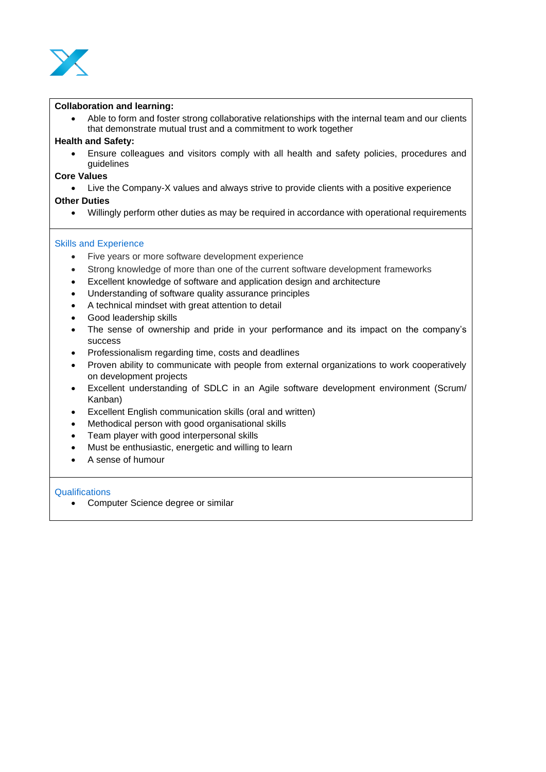**Collaboration and learning:**

- Able to form and foster strong collaborative relationships with the internal team and our clients that demonstrate mutual trust and a commitment to work together

**Health and Safety:**

- Ensure colleagues and visitors comply with all health and safety policies, procedures and guidelines

**Core Values**

- Live the Company-X values and always strive to provide clients with a positive experience

**Other Duties**

- Willingly perform other duties as may be required in accordance with operational requirements

## Skills and Experience

- Five years or more software development experience
- Strong knowledge of more than one of the current software development frameworks
- Excellent knowledge of software and application design and architecture
- Understanding of software quality assurance principles
- A technical mindset with great attention to detail
- Good leadership skills
- The sense of ownership and pride in your performance and its impact on the company's success
- Professionalism regarding time, costs and deadlines
- Proven ability to communicate with people from external organizations to work cooperatively on development projects
- Excellent understanding of SDLC in an Agile software development environment (Scrum/ Kanban)
- Excellent English communication skills (oral and written)
- Methodical person with good organisational skills
- Team player with good interpersonal skills
- Must be enthusiastic, energetic and willing to learn
- A sense of humour

## Qualifications

- Computer Science degree or similar